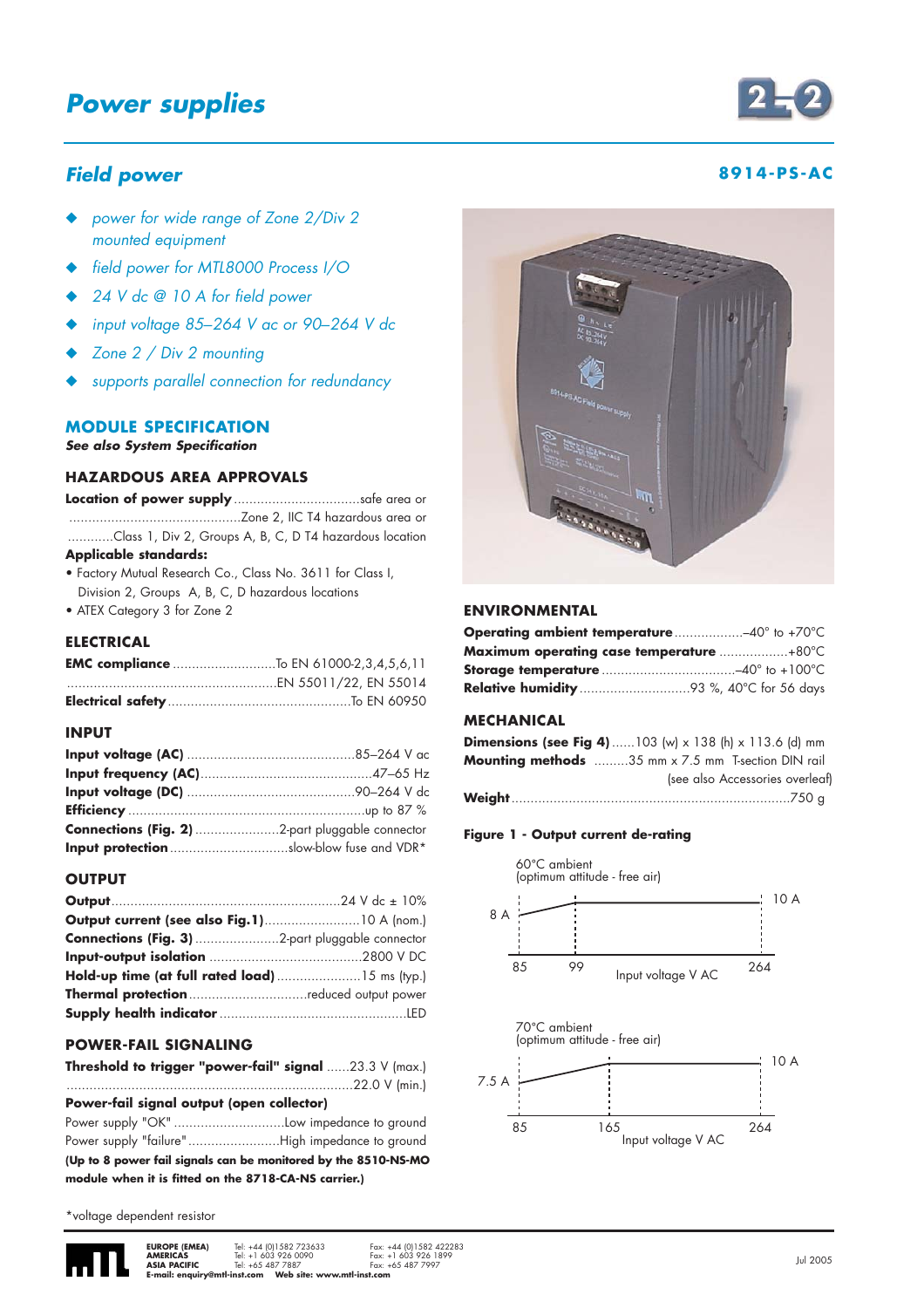# Power supplies

## Field power

**8914-PS-AC**

- *power for wide range of Zone 2/Div 2 mounted equipment*
- *field power for MTL8000 Process I/O*
- *24 V dc @ 10 A for field power*
- *input voltage 85–264 V ac or 90–264 V dc*
- *Zone 2 / Div 2 mounting*
- *supports parallel connection for redundancy*

## MODULE SPECIFICATION

***See also System Specification***

### HAZARDOUS AREA APPROVALS

**Location of power supply** .................................safe area or ............................................Zone 2, IIC T4 hazardous area or ...........Class 1, Div 2, Groups A, B, C, D T4 hazardous location

**Applicable standards:**

- Factory Mutual Research Co., Class No. 3611 for Class I, Division 2, Groups A, B, C, D hazardous locations
- ATEX Category 3 for Zone 2

### ELECTRICAL

**EMC compliance** ...........................To EN 61000-2,3,4,5,6,11 ......................................................EN 55011/22, EN 55014

**Electrical safety** ................................................To EN 60950

### INPUT

**Input voltage (AC)** ............................................85–264 V ac

**Input frequency (AC)**.............................................47–65 Hz

**Input voltage (DC)** ............................................90–264 V dc

**Efficiency** ..............................................................up to 87 %

**Connections (Fig. 2)** ......................2-part pluggable connector

**Input protection** ...............................slow-blow fuse and VDR*

### OUTPUT

**Output**............................................................24 V dc ± 10%

**Output current (see also Fig.1)**.........................10 A (nom.)

**Connections (Fig. 3)** ......................2-part pluggable connector

**Input-output isolation** ........................................2800 V DC

**Hold-up time (at full rated load)** ......................15 ms (typ.)

**Thermal protection** ...............................reduced output power

**Supply health indicator** .................................................LED

### POWER-FAIL SIGNALING

**Threshold to trigger "power-fail" signal** ......23.3 V (max.) ..........................................................................22.0 V (min.)

**Power-fail signal output (open collector)**

Power supply "OK" .............................Low impedance to ground

Power supply "failure"........................High impedance to ground

**(Up to 8 power fail signals can be monitored by the 8510-NS-MO module when it is fitted on the 8718-CA-NS carrier.)**

*voltage dependent resistor

### ENVIRONMENTAL

**Operating ambient temperature**..................–40° to +70°C

**Maximum operating case temperature** ..................+80°C

**Storage temperature** ...................................–40° to +100°C

**Relative humidity**.............................93 %, 40°C for 56 days

### MECHANICAL

**Dimensions (see Fig 4)**......103 (w) x 138 (h) x 113.6 (d) mm

**Mounting methods** .........35 mm x 7.5 mm T-section DIN rail (see also Accessories overleaf)

**Weight**........................................................................750 g

**Figure 1 - Output current de-rating**

60°C ambient (optimum attitude - free air): 8 A at 85 V AC rising to 10 A at 99 V AC, 10 A up to 264 V AC (Input voltage V AC)

70°C ambient (optimum attitude - free air): 7.5 A at 85 V AC rising to 10 A at 165 V AC, 10 A up to 264 V AC (Input voltage V AC)

EUROPE (EMEA) Tel: +44 (0)1582 723633 Fax: +44 (0)1582 422283
AMERICAS Tel: +1 603 926 0090 Fax: +1 603 926 1899
ASIA PACIFIC Tel: +65 487 7887 Fax: +65 487 7997
E-mail: enquiry@mtl-inst.com Web site: www.mtl-inst.com

Jul 2005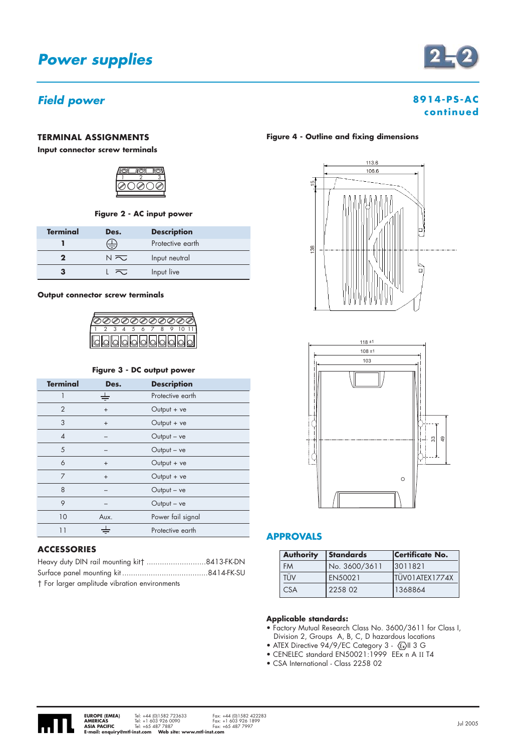# Power supplies

## Field power

**8914-PS-AC continued**

### TERMINAL ASSIGNMENTS

**Input connector screw terminals**

1 2 3

**Figure 2 - AC input power**

| Terminal | Des. | Description |
|---|---|---|
| 1 | ⏚ | Protective earth |
| 2 | N ∼ | Input neutral |
| 3 | L ∼ | Input live |

**Output connector screw terminals**

1 2 3 4 5 6 7 8 9 10 11

**Figure 3 - DC output power**

| Terminal | Des. | Description |
|---|---|---|
| 1 | ⏚ | Protective earth |
| 2 | + | Output + ve |
| 3 | + | Output + ve |
| 4 | – | Output – ve |
| 5 | – | Output – ve |
| 6 | + | Output + ve |
| 7 | + | Output + ve |
| 8 | – | Output – ve |
| 9 | – | Output – ve |
| 10 | Aux. | Power fail signal |
| 11 | ⏚ | Protective earth |

### ACCESSORIES

Heavy duty DIN rail mounting kit† ............................8413-FK-DN
Surface panel mounting kit.......................................8414-FK-SU
† For larger amplitude vibration environments

**Figure 4 - Outline and fixing dimensions**

113.6
106.6
15
138

118 ±1
108 ±1
103
33
49

### APPROVALS

| Authority | Standards | Certificate No. |
|---|---|---|
| FM | No. 3600/3611 | 3011821 |
| TÜV | EN50021 | TÜV01ATEX1774X |
| CSA | 2258 02 | 1368864 |

**Applicable standards:**

- Factory Mutual Research Class No. 3600/3611 for Class I, Division 2, Groups A, B, C, D hazardous locations
- ATEX Directive 94/9/EC Category 3 - Ex II 3 G
- CENELEC standard EN50021:1999 EEx n A II T4
- CSA International - Class 2258 02